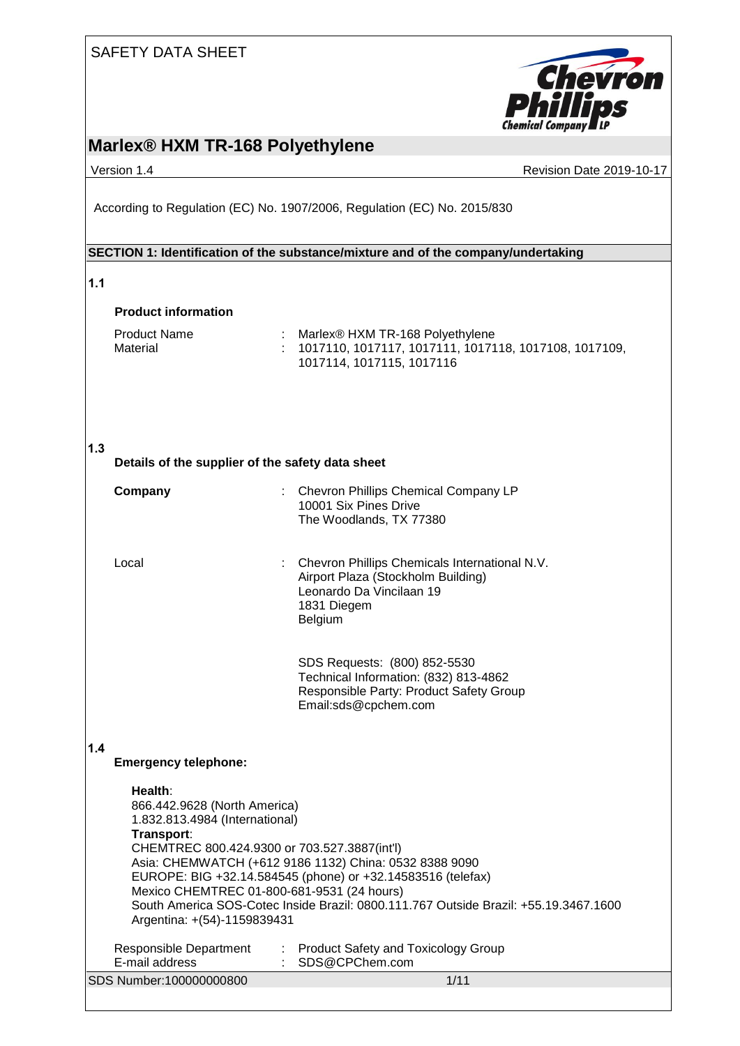SAFETY DATA SHEET

# Marlex® HXM TR-168 Polyethylene

Version 1.4 | Revision Date 2019-10-17

According to Regulation (EC) No. 1907/2006, Regulation (EC) No. 2015/830

## SECTION 1: Identification of the substance/mixture and of the company/undertaking

**1.1**

**Product information**

Product Name : Marlex® HXM TR-168 Polyethylene
Material : 1017110, 1017117, 1017111, 1017118, 1017108, 1017109, 1017114, 1017115, 1017116

**1.3**

**Details of the supplier of the safety data sheet**

**Company** : Chevron Phillips Chemical Company LP
10001 Six Pines Drive
The Woodlands, TX 77380

Local : Chevron Phillips Chemicals International N.V.
Airport Plaza (Stockholm Building)
Leonardo Da Vincilaan 19
1831 Diegem
Belgium

SDS Requests: (800) 852-5530
Technical Information: (832) 813-4862
Responsible Party: Product Safety Group
Email:sds@cpchem.com

**1.4**

**Emergency telephone:**

**Health**:
866.442.9628 (North America)
1.832.813.4984 (International)
**Transport**:
CHEMTREC 800.424.9300 or 703.527.3887(int'l)
Asia: CHEMWATCH (+612 9186 1132) China: 0532 8388 9090
EUROPE: BIG +32.14.584545 (phone) or +32.14583516 (telefax)
Mexico CHEMTREC 01-800-681-9531 (24 hours)
South America SOS-Cotec Inside Brazil: 0800.111.767 Outside Brazil: +55.19.3467.1600
Argentina: +(54)-1159839431

Responsible Department : Product Safety and Toxicology Group
E-mail address : SDS@CPChem.com

SDS Number:100000000800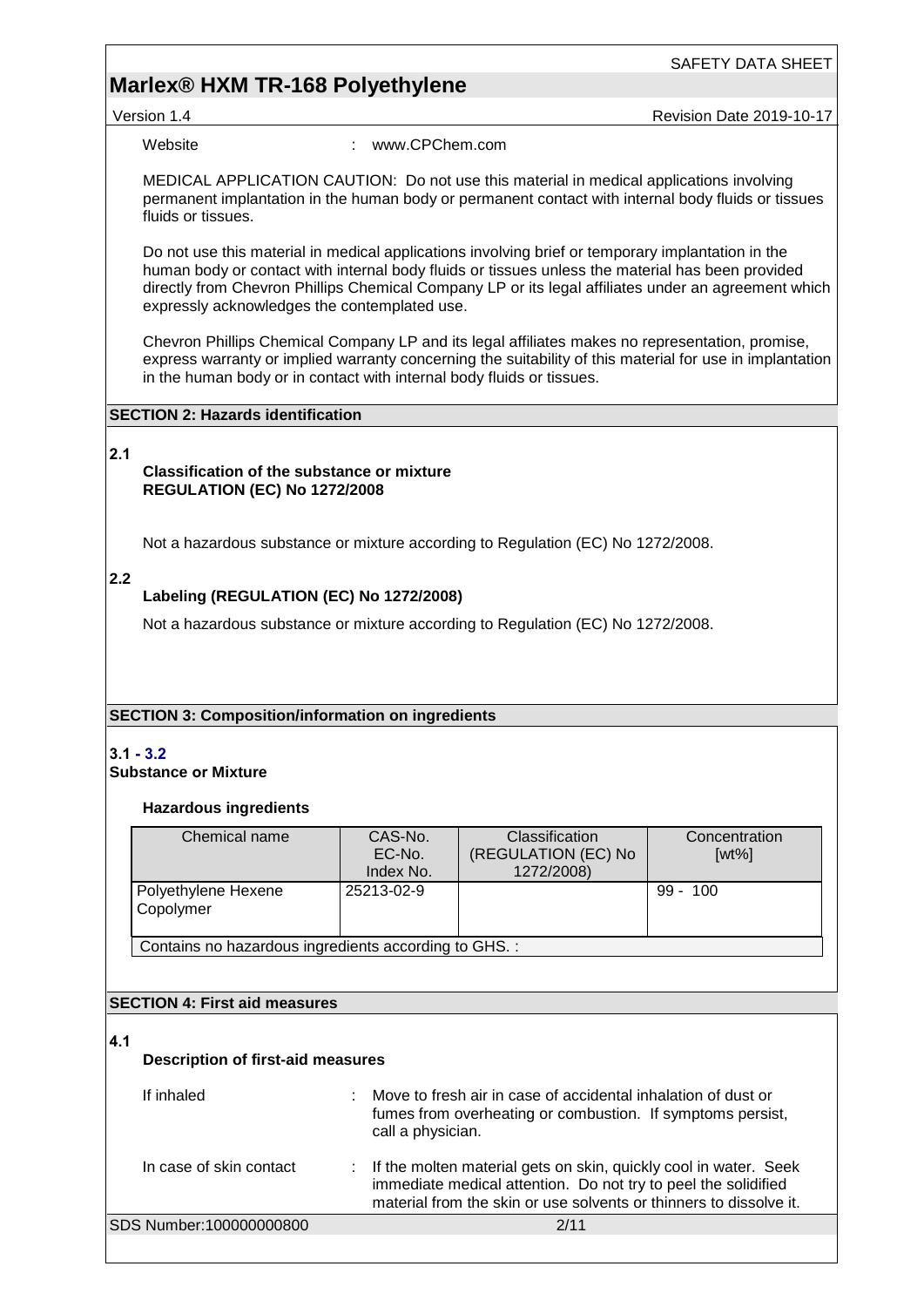Website : www.CPChem.com

MEDICAL APPLICATION CAUTION: Do not use this material in medical applications involving permanent implantation in the human body or permanent contact with internal body fluids or tissues fluids or tissues.

Do not use this material in medical applications involving brief or temporary implantation in the human body or contact with internal body fluids or tissues unless the material has been provided directly from Chevron Phillips Chemical Company LP or its legal affiliates under an agreement which expressly acknowledges the contemplated use.

Chevron Phillips Chemical Company LP and its legal affiliates makes no representation, promise, express warranty or implied warranty concerning the suitability of this material for use in implantation in the human body or in contact with internal body fluids or tissues.

## SECTION 2: Hazards identification

**2.1**

**Classification of the substance or mixture**
**REGULATION (EC) No 1272/2008**

Not a hazardous substance or mixture according to Regulation (EC) No 1272/2008.

**2.2**

**Labeling (REGULATION (EC) No 1272/2008)**

Not a hazardous substance or mixture according to Regulation (EC) No 1272/2008.

## SECTION 3: Composition/information on ingredients

**3.1 - 3.2**
**Substance or Mixture**

**Hazardous ingredients**

| Chemical name | CAS-No.<br>EC-No.<br>Index No. | Classification<br>(REGULATION (EC) No 1272/2008) | Concentration<br>[wt%] |
|---|---|---|---|
| Polyethylene Hexene Copolymer | 25213-02-9 | | 99 - 100 |
| Contains no hazardous ingredients according to GHS. : | | | |

## SECTION 4: First aid measures

**4.1**

**Description of first-aid measures**

If inhaled : Move to fresh air in case of accidental inhalation of dust or fumes from overheating or combustion. If symptoms persist, call a physician.

In case of skin contact : If the molten material gets on skin, quickly cool in water. Seek immediate medical attention. Do not try to peel the solidified material from the skin or use solvents or thinners to dissolve it.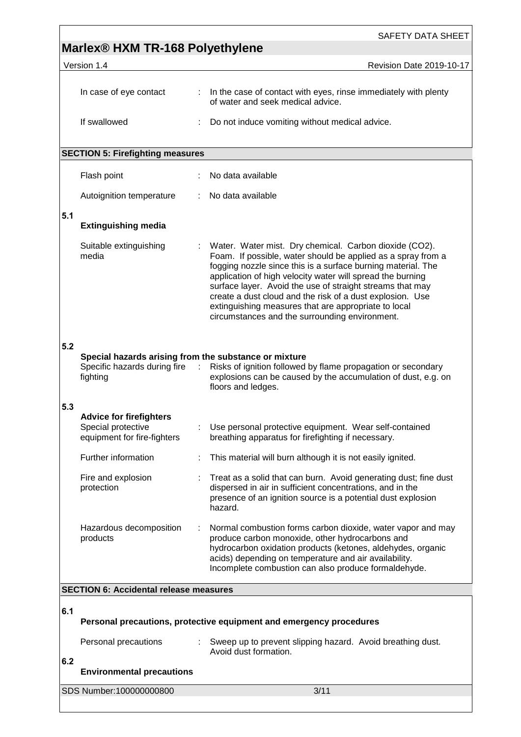| | |
|---|---|
| In case of eye contact | : In the case of contact with eyes, rinse immediately with plenty of water and seek medical advice. |
| If swallowed | : Do not induce vomiting without medical advice. |

## SECTION 5: Firefighting measures

| | |
|---|---|
| Flash point | : No data available |
| Autoignition temperature | : No data available |

### 5.1 Extinguishing media

| | |
|---|---|
| Suitable extinguishing media | : Water. Water mist. Dry chemical. Carbon dioxide ($CO_2$). Foam. If possible, water should be applied as a spray from a fogging nozzle since this is a surface burning material. The application of high velocity water will spread the burning surface layer. Avoid the use of straight streams that may create a dust cloud and the risk of a dust explosion. Use extinguishing measures that are appropriate to local circumstances and the surrounding environment. |

### 5.2 Special hazards arising from the substance or mixture

| | |
|---|---|
| Specific hazards during fire fighting | : Risks of ignition followed by flame propagation or secondary explosions can be caused by the accumulation of dust, e.g. on floors and ledges. |

### 5.3 Advice for firefighters

| | |
|---|---|
| Special protective equipment for fire-fighters | : Use personal protective equipment. Wear self-contained breathing apparatus for firefighting if necessary. |
| Further information | : This material will burn although it is not easily ignited. |
| Fire and explosion protection | : Treat as a solid that can burn. Avoid generating dust; fine dust dispersed in air in sufficient concentrations, and in the presence of an ignition source is a potential dust explosion hazard. |
| Hazardous decomposition products | : Normal combustion forms carbon dioxide, water vapor and may produce carbon monoxide, other hydrocarbons and hydrocarbon oxidation products (ketones, aldehydes, organic acids) depending on temperature and air availability. Incomplete combustion can also produce formaldehyde. |

## SECTION 6: Accidental release measures

### 6.1 Personal precautions, protective equipment and emergency procedures

| | |
|---|---|
| Personal precautions | : Sweep up to prevent slipping hazard. Avoid breathing dust. Avoid dust formation. |

### 6.2 Environmental precautions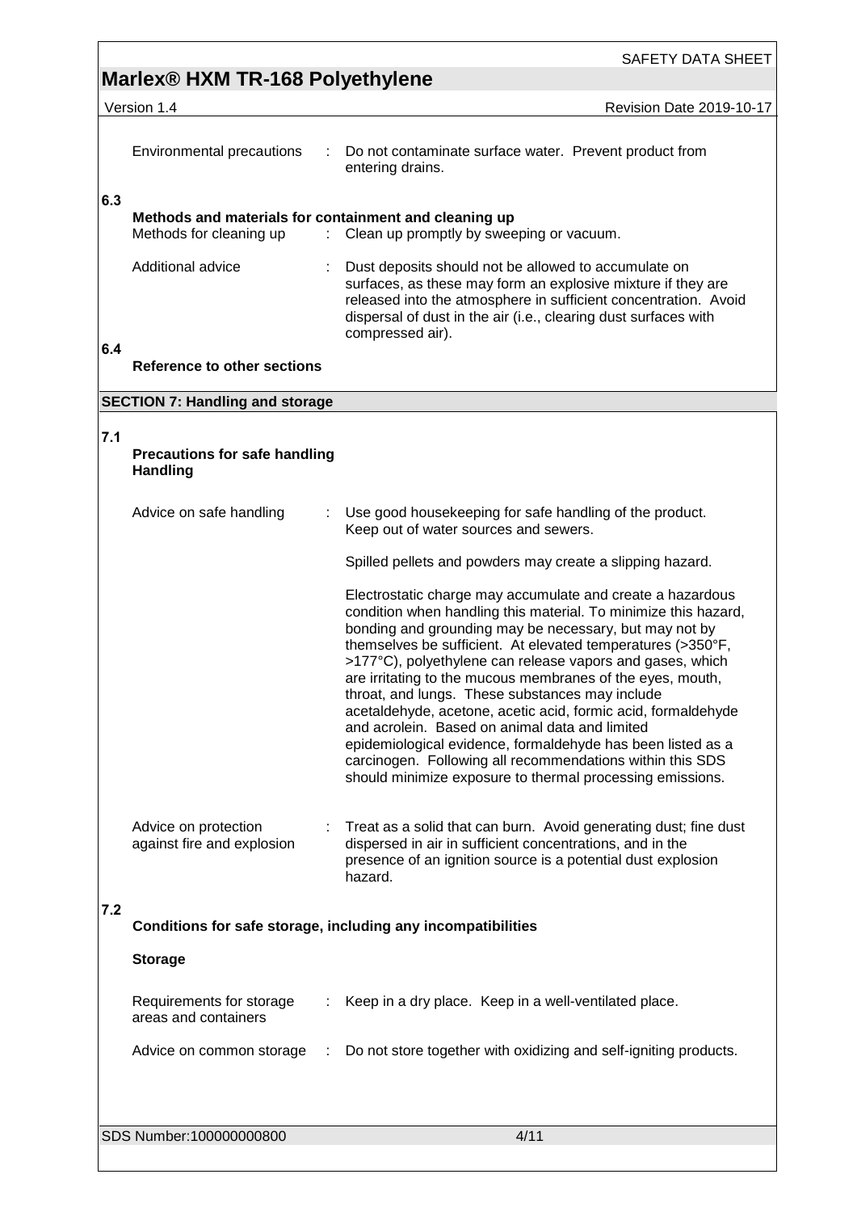Environmental precautions : Do not contaminate surface water. Prevent product from entering drains.

**6.3 Methods and materials for containment and cleaning up**

Methods for cleaning up : Clean up promptly by sweeping or vacuum.

Additional advice : Dust deposits should not be allowed to accumulate on surfaces, as these may form an explosive mixture if they are released into the atmosphere in sufficient concentration. Avoid dispersal of dust in the air (i.e., clearing dust surfaces with compressed air).

**6.4 Reference to other sections**

## SECTION 7: Handling and storage

**7.1 Precautions for safe handling**

**Handling**

Advice on safe handling : Use good housekeeping for safe handling of the product. Keep out of water sources and sewers.

Spilled pellets and powders may create a slipping hazard.

Electrostatic charge may accumulate and create a hazardous condition when handling this material. To minimize this hazard, bonding and grounding may be necessary, but may not by themselves be sufficient. At elevated temperatures (>350°F, >177°C), polyethylene can release vapors and gases, which are irritating to the mucous membranes of the eyes, mouth, throat, and lungs. These substances may include acetaldehyde, acetone, acetic acid, formic acid, formaldehyde and acrolein. Based on animal data and limited epidemiological evidence, formaldehyde has been listed as a carcinogen. Following all recommendations within this SDS should minimize exposure to thermal processing emissions.

Advice on protection against fire and explosion : Treat as a solid that can burn. Avoid generating dust; fine dust dispersed in air in sufficient concentrations, and in the presence of an ignition source is a potential dust explosion hazard.

**7.2 Conditions for safe storage, including any incompatibilities**

**Storage**

Requirements for storage areas and containers : Keep in a dry place. Keep in a well-ventilated place.

Advice on common storage : Do not store together with oxidizing and self-igniting products.

SDS Number:100000000800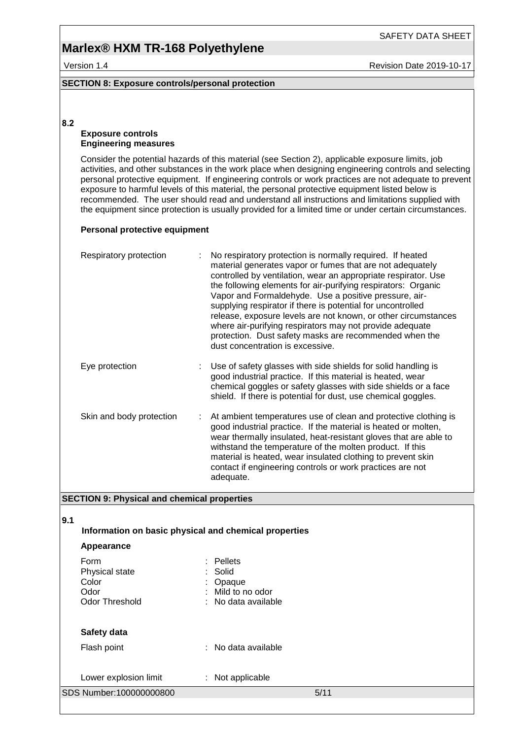## SECTION 8: Exposure controls/personal protection

### 8.2

**Exposure controls**
**Engineering measures**

Consider the potential hazards of this material (see Section 2), applicable exposure limits, job activities, and other substances in the work place when designing engineering controls and selecting personal protective equipment. If engineering controls or work practices are not adequate to prevent exposure to harmful levels of this material, the personal protective equipment listed below is recommended. The user should read and understand all instructions and limitations supplied with the equipment since protection is usually provided for a limited time or under certain circumstances.

**Personal protective equipment**

| | |
|---|---|
| Respiratory protection | : No respiratory protection is normally required. If heated material generates vapor or fumes that are not adequately controlled by ventilation, wear an appropriate respirator. Use the following elements for air-purifying respirators: Organic Vapor and Formaldehyde. Use a positive pressure, air-supplying respirator if there is potential for uncontrolled release, exposure levels are not known, or other circumstances where air-purifying respirators may not provide adequate protection. Dust safety masks are recommended when the dust concentration is excessive. |
| Eye protection | : Use of safety glasses with side shields for solid handling is good industrial practice. If this material is heated, wear chemical goggles or safety glasses with side shields or a face shield. If there is potential for dust, use chemical goggles. |
| Skin and body protection | : At ambient temperatures use of clean and protective clothing is good industrial practice. If the material is heated or molten, wear thermally insulated, heat-resistant gloves that are able to withstand the temperature of the molten product. If this material is heated, wear insulated clothing to prevent skin contact if engineering controls or work practices are not adequate. |

## SECTION 9: Physical and chemical properties

### 9.1

**Information on basic physical and chemical properties**

**Appearance**

| | |
|---|---|
| Form | : Pellets |
| Physical state | : Solid |
| Color | : Opaque |
| Odor | : Mild to no odor |
| Odor Threshold | : No data available |

**Safety data**

| | |
|---|---|
| Flash point | : No data available |
| Lower explosion limit | : Not applicable |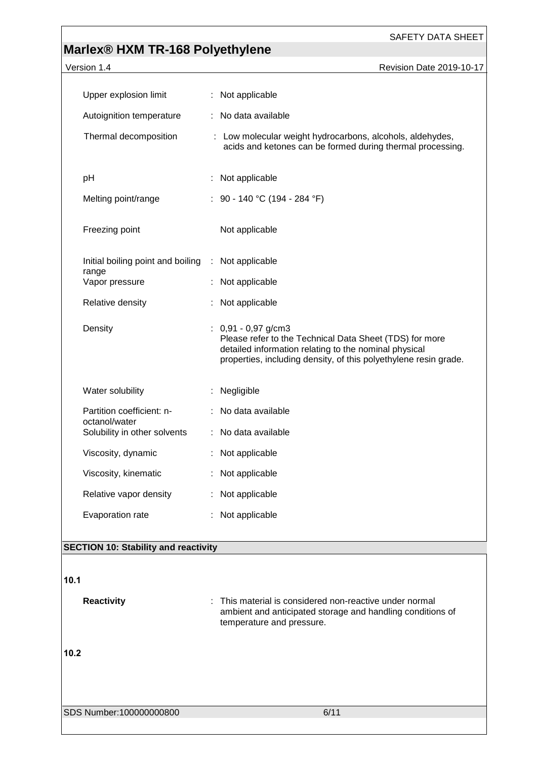| | |
|---|---|
| Upper explosion limit | : Not applicable |
| Autoignition temperature | : No data available |
| Thermal decomposition | : Low molecular weight hydrocarbons, alcohols, aldehydes, acids and ketones can be formed during thermal processing. |
| pH | : Not applicable |
| Melting point/range | : 90 - 140 °C (194 - 284 °F) |
| Freezing point | Not applicable |
| Initial boiling point and boiling range | : Not applicable |
| Vapor pressure | : Not applicable |
| Relative density | : Not applicable |
| Density | : 0,91 - 0,97 g/cm3<br>Please refer to the Technical Data Sheet (TDS) for more detailed information relating to the nominal physical properties, including density, of this polyethylene resin grade. |
| Water solubility | : Negligible |
| Partition coefficient: n-octanol/water | : No data available |
| Solubility in other solvents | : No data available |
| Viscosity, dynamic | : Not applicable |
| Viscosity, kinematic | : Not applicable |
| Relative vapor density | : Not applicable |
| Evaporation rate | : Not applicable |

## SECTION 10: Stability and reactivity

**10.1**

**Reactivity** : This material is considered non-reactive under normal ambient and anticipated storage and handling conditions of temperature and pressure.

**10.2**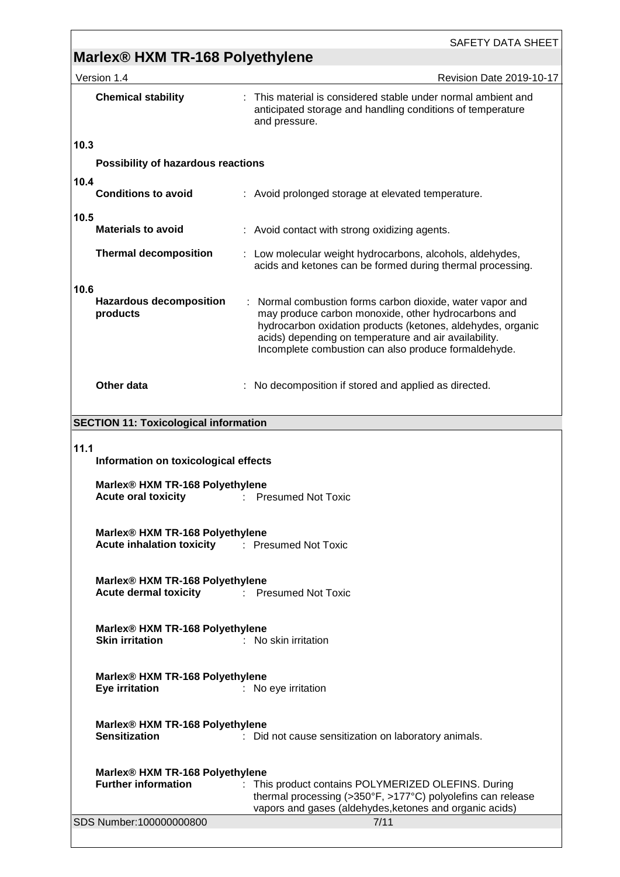**Chemical stability** : This material is considered stable under normal ambient and anticipated storage and handling conditions of temperature and pressure.

**10.3**

**Possibility of hazardous reactions**

**10.4**

**Conditions to avoid** : Avoid prolonged storage at elevated temperature.

**10.5**

**Materials to avoid** : Avoid contact with strong oxidizing agents.

**Thermal decomposition** : Low molecular weight hydrocarbons, alcohols, aldehydes, acids and ketones can be formed during thermal processing.

**10.6**

**Hazardous decomposition products** : Normal combustion forms carbon dioxide, water vapor and may produce carbon monoxide, other hydrocarbons and hydrocarbon oxidation products (ketones, aldehydes, organic acids) depending on temperature and air availability. Incomplete combustion can also produce formaldehyde.

**Other data** : No decomposition if stored and applied as directed.

## SECTION 11: Toxicological information

**11.1**

**Information on toxicological effects**

**Marlex® HXM TR-168 Polyethylene**
**Acute oral toxicity** : Presumed Not Toxic

**Marlex® HXM TR-168 Polyethylene**
**Acute inhalation toxicity** : Presumed Not Toxic

**Marlex® HXM TR-168 Polyethylene**
**Acute dermal toxicity** : Presumed Not Toxic

**Marlex® HXM TR-168 Polyethylene**
**Skin irritation** : No skin irritation

**Marlex® HXM TR-168 Polyethylene**
**Eye irritation** : No eye irritation

**Marlex® HXM TR-168 Polyethylene**
**Sensitization** : Did not cause sensitization on laboratory animals.

**Marlex® HXM TR-168 Polyethylene**
**Further information** : This product contains POLYMERIZED OLEFINS. During thermal processing (>350°F, >177°C) polyolefins can release vapors and gases (aldehydes,ketones and organic acids)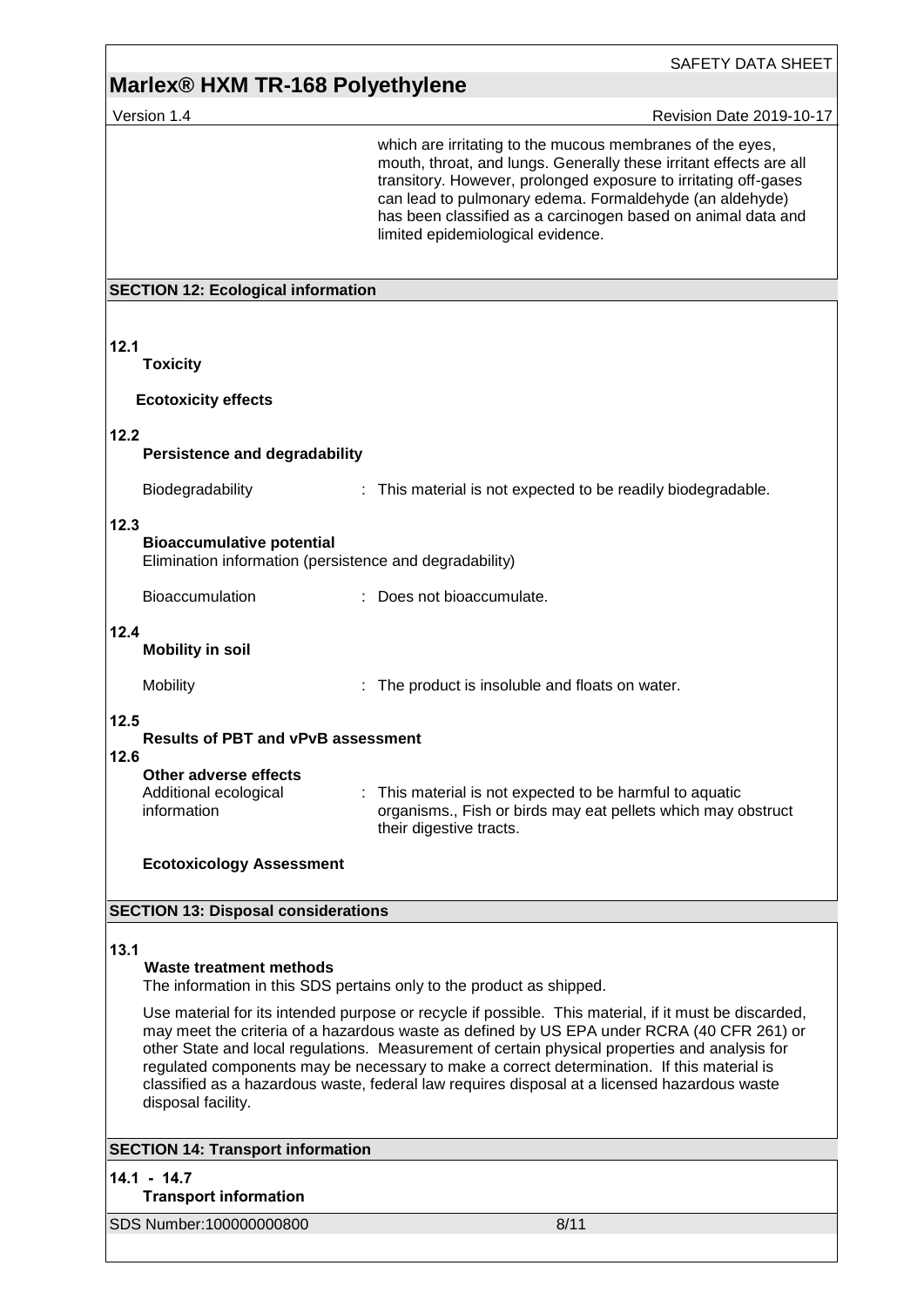which are irritating to the mucous membranes of the eyes, mouth, throat, and lungs. Generally these irritant effects are all transitory. However, prolonged exposure to irritating off-gases can lead to pulmonary edema. Formaldehyde (an aldehyde) has been classified as a carcinogen based on animal data and limited epidemiological evidence.

## SECTION 12: Ecological information

**12.1**
**Toxicity**

**Ecotoxicity effects**

**12.2**
**Persistence and degradability**

Biodegradability : This material is not expected to be readily biodegradable.

**12.3**
**Bioaccumulative potential**
Elimination information (persistence and degradability)

Bioaccumulation : Does not bioaccumulate.

**12.4**
**Mobility in soil**

Mobility : The product is insoluble and floats on water.

**12.5**
**Results of PBT and vPvB assessment**

**12.6**
**Other adverse effects**
Additional ecological information : This material is not expected to be harmful to aquatic organisms., Fish or birds may eat pellets which may obstruct their digestive tracts.

**Ecotoxicology Assessment**

## SECTION 13: Disposal considerations

**13.1**
**Waste treatment methods**
The information in this SDS pertains only to the product as shipped.

Use material for its intended purpose or recycle if possible. This material, if it must be discarded, may meet the criteria of a hazardous waste as defined by US EPA under RCRA (40 CFR 261) or other State and local regulations. Measurement of certain physical properties and analysis for regulated components may be necessary to make a correct determination. If this material is classified as a hazardous waste, federal law requires disposal at a licensed hazardous waste disposal facility.

## SECTION 14: Transport information

**14.1 - 14.7**
**Transport information**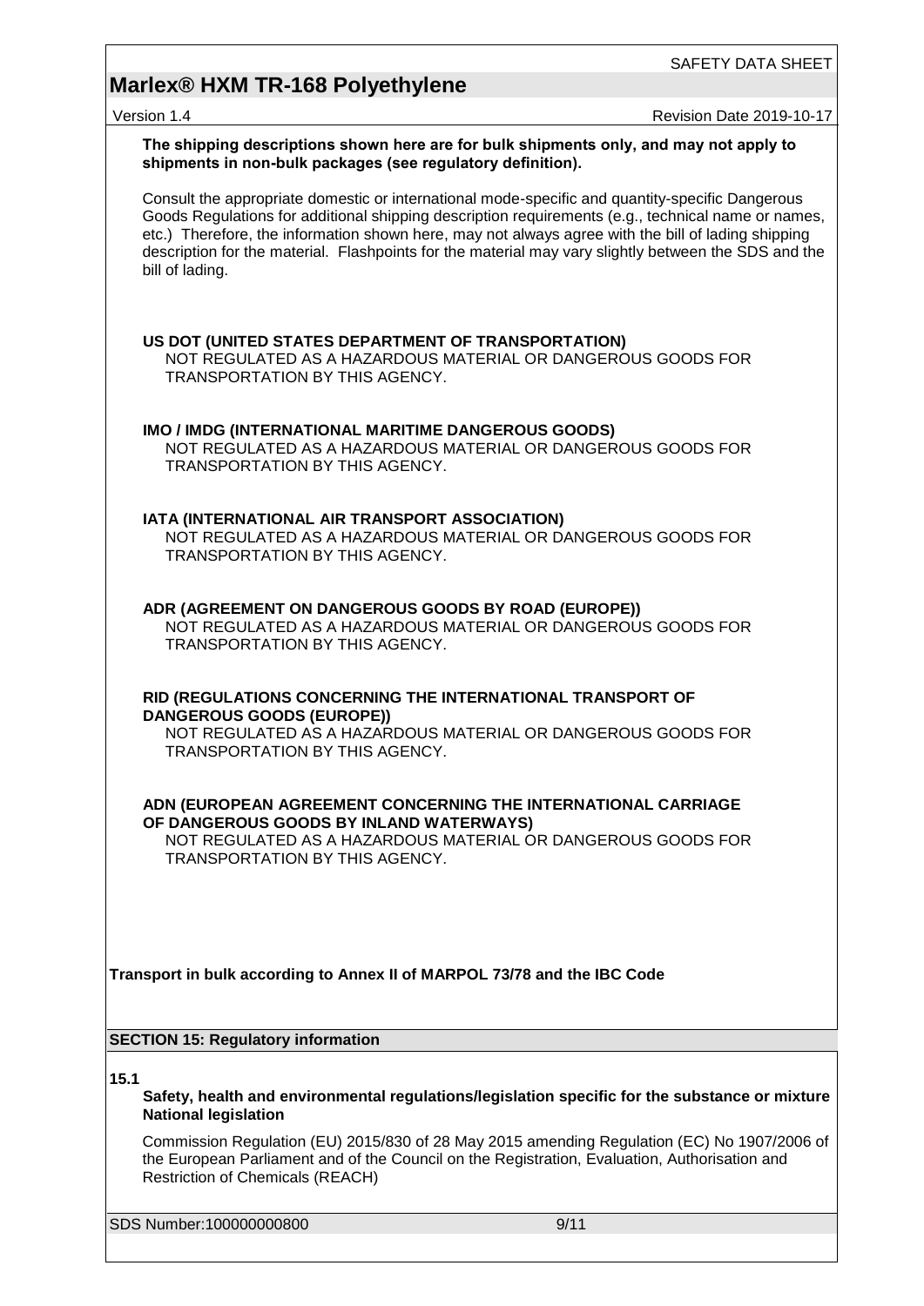**The shipping descriptions shown here are for bulk shipments only, and may not apply to shipments in non-bulk packages (see regulatory definition).**

Consult the appropriate domestic or international mode-specific and quantity-specific Dangerous Goods Regulations for additional shipping description requirements (e.g., technical name or names, etc.) Therefore, the information shown here, may not always agree with the bill of lading shipping description for the material. Flashpoints for the material may vary slightly between the SDS and the bill of lading.

**US DOT (UNITED STATES DEPARTMENT OF TRANSPORTATION)**
NOT REGULATED AS A HAZARDOUS MATERIAL OR DANGEROUS GOODS FOR TRANSPORTATION BY THIS AGENCY.

**IMO / IMDG (INTERNATIONAL MARITIME DANGEROUS GOODS)**
NOT REGULATED AS A HAZARDOUS MATERIAL OR DANGEROUS GOODS FOR TRANSPORTATION BY THIS AGENCY.

**IATA (INTERNATIONAL AIR TRANSPORT ASSOCIATION)**
NOT REGULATED AS A HAZARDOUS MATERIAL OR DANGEROUS GOODS FOR TRANSPORTATION BY THIS AGENCY.

**ADR (AGREEMENT ON DANGEROUS GOODS BY ROAD (EUROPE))**
NOT REGULATED AS A HAZARDOUS MATERIAL OR DANGEROUS GOODS FOR TRANSPORTATION BY THIS AGENCY.

**RID (REGULATIONS CONCERNING THE INTERNATIONAL TRANSPORT OF DANGEROUS GOODS (EUROPE))**
NOT REGULATED AS A HAZARDOUS MATERIAL OR DANGEROUS GOODS FOR TRANSPORTATION BY THIS AGENCY.

**ADN (EUROPEAN AGREEMENT CONCERNING THE INTERNATIONAL CARRIAGE OF DANGEROUS GOODS BY INLAND WATERWAYS)**
NOT REGULATED AS A HAZARDOUS MATERIAL OR DANGEROUS GOODS FOR TRANSPORTATION BY THIS AGENCY.

**Transport in bulk according to Annex II of MARPOL 73/78 and the IBC Code**

## SECTION 15: Regulatory information

**15.1**

**Safety, health and environmental regulations/legislation specific for the substance or mixture**
**National legislation**

Commission Regulation (EU) 2015/830 of 28 May 2015 amending Regulation (EC) No 1907/2006 of the European Parliament and of the Council on the Registration, Evaluation, Authorisation and Restriction of Chemicals (REACH)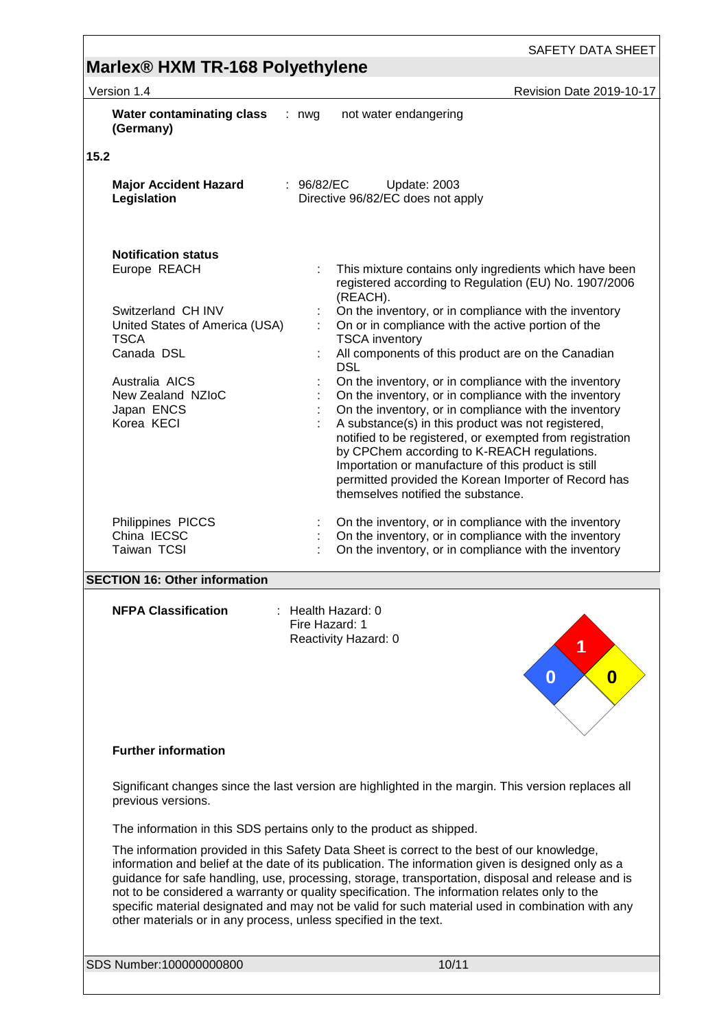| | | |
|---|---|---|
| **Water contaminating class (Germany)** | : nwg | not water endangering |

**15.2**

| | |
|---|---|
| **Major Accident Hazard Legislation** | : 96/82/EC Update: 2003<br>Directive 96/82/EC does not apply |

**Notification status**

| | |
|---|---|
| Europe REACH | : This mixture contains only ingredients which have been registered according to Regulation (EU) No. 1907/2006 (REACH). |
| Switzerland CH INV | : On the inventory, or in compliance with the inventory |
| United States of America (USA) TSCA | : On or in compliance with the active portion of the TSCA inventory |
| Canada DSL | : All components of this product are on the Canadian DSL |
| Australia AICS | : On the inventory, or in compliance with the inventory |
| New Zealand NZIoC | : On the inventory, or in compliance with the inventory |
| Japan ENCS | : On the inventory, or in compliance with the inventory |
| Korea KECI | : A substance(s) in this product was not registered, notified to be registered, or exempted from registration by CPChem according to K-REACH regulations. Importation or manufacture of this product is still permitted provided the Korean Importer of Record has themselves notified the substance. |
| Philippines PICCS | : On the inventory, or in compliance with the inventory |
| China IECSC | : On the inventory, or in compliance with the inventory |
| Taiwan TCSI | : On the inventory, or in compliance with the inventory |

## SECTION 16: Other information

**NFPA Classification** : Health Hazard: 0
Fire Hazard: 1
Reactivity Hazard: 0

**Further information**

Significant changes since the last version are highlighted in the margin. This version replaces all previous versions.

The information in this SDS pertains only to the product as shipped.

The information provided in this Safety Data Sheet is correct to the best of our knowledge, information and belief at the date of its publication. The information given is designed only as a guidance for safe handling, use, processing, storage, transportation, disposal and release and is not to be considered a warranty or quality specification. The information relates only to the specific material designated and may not be valid for such material used in combination with any other materials or in any process, unless specified in the text.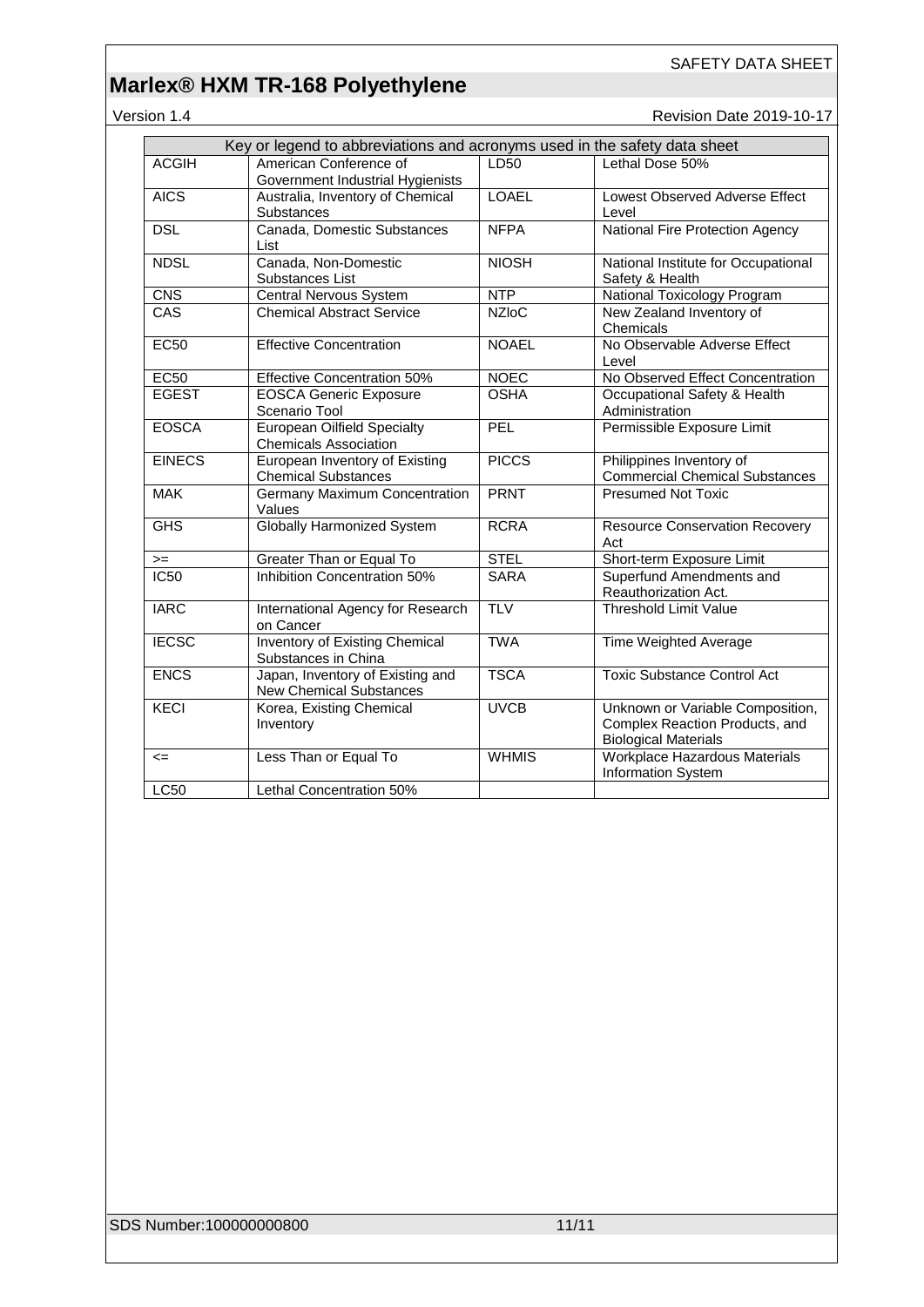| Key or legend to abbreviations and acronyms used in the safety data sheet | | | |
|---|---|---|---|
| ACGIH | American Conference of Government Industrial Hygienists | LD50 | Lethal Dose 50% |
| AICS | Australia, Inventory of Chemical Substances | LOAEL | Lowest Observed Adverse Effect Level |
| DSL | Canada, Domestic Substances List | NFPA | National Fire Protection Agency |
| NDSL | Canada, Non-Domestic Substances List | NIOSH | National Institute for Occupational Safety & Health |
| CNS | Central Nervous System | NTP | National Toxicology Program |
| CAS | Chemical Abstract Service | NZIoC | New Zealand Inventory of Chemicals |
| EC50 | Effective Concentration | NOAEL | No Observable Adverse Effect Level |
| EC50 | Effective Concentration 50% | NOEC | No Observed Effect Concentration |
| EGEST | EOSCA Generic Exposure Scenario Tool | OSHA | Occupational Safety & Health Administration |
| EOSCA | European Oilfield Specialty Chemicals Association | PEL | Permissible Exposure Limit |
| EINECS | European Inventory of Existing Chemical Substances | PICCS | Philippines Inventory of Commercial Chemical Substances |
| MAK | Germany Maximum Concentration Values | PRNT | Presumed Not Toxic |
| GHS | Globally Harmonized System | RCRA | Resource Conservation Recovery Act |
| >= | Greater Than or Equal To | STEL | Short-term Exposure Limit |
| IC50 | Inhibition Concentration 50% | SARA | Superfund Amendments and Reauthorization Act. |
| IARC | International Agency for Research on Cancer | TLV | Threshold Limit Value |
| IECSC | Inventory of Existing Chemical Substances in China | TWA | Time Weighted Average |
| ENCS | Japan, Inventory of Existing and New Chemical Substances | TSCA | Toxic Substance Control Act |
| KECI | Korea, Existing Chemical Inventory | UVCB | Unknown or Variable Composition, Complex Reaction Products, and Biological Materials |
| <= | Less Than or Equal To | WHMIS | Workplace Hazardous Materials Information System |
| LC50 | Lethal Concentration 50% | | |